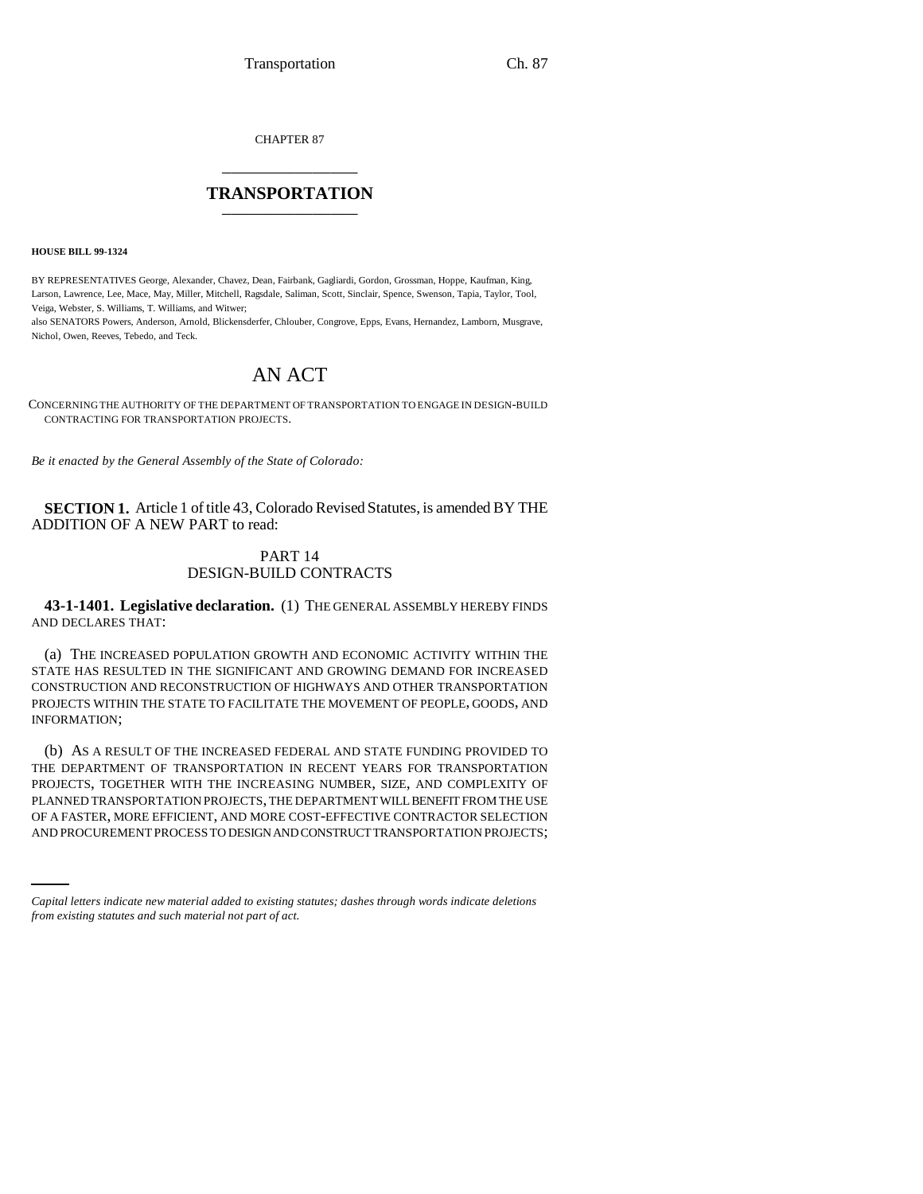CHAPTER 87

# TRANSPORTATION

**HOUSE BILL 99-1324**

BY REPRESENTATIVES George, Alexander, Chavez, Dean, Fairbank, Gagliardi, Gordon, Grossman, Hoppe, Kaufman, King, Larson, Lawrence, Lee, Mace, May, Miller, Mitchell, Ragsdale, Saliman, Scott, Sinclair, Spence, Swenson, Tapia, Taylor, Tool, Veiga, Webster, S. Williams, T. Williams, and Witwer;
also SENATORS Powers, Anderson, Arnold, Blickensderfer, Chlouber, Congrove, Epps, Evans, Hernandez, Lamborn, Musgrave, Nichol, Owen, Reeves, Tebedo, and Teck.

# AN ACT

CONCERNING THE AUTHORITY OF THE DEPARTMENT OF TRANSPORTATION TO ENGAGE IN DESIGN-BUILD CONTRACTING FOR TRANSPORTATION PROJECTS.

*Be it enacted by the General Assembly of the State of Colorado:*

**SECTION 1.** Article 1 of title 43, Colorado Revised Statutes, is amended BY THE ADDITION OF A NEW PART to read:

PART 14
DESIGN-BUILD CONTRACTS

**43-1-1401. Legislative declaration.** (1) THE GENERAL ASSEMBLY HEREBY FINDS AND DECLARES THAT:

(a) THE INCREASED POPULATION GROWTH AND ECONOMIC ACTIVITY WITHIN THE STATE HAS RESULTED IN THE SIGNIFICANT AND GROWING DEMAND FOR INCREASED CONSTRUCTION AND RECONSTRUCTION OF HIGHWAYS AND OTHER TRANSPORTATION PROJECTS WITHIN THE STATE TO FACILITATE THE MOVEMENT OF PEOPLE, GOODS, AND INFORMATION;

(b) AS A RESULT OF THE INCREASED FEDERAL AND STATE FUNDING PROVIDED TO THE DEPARTMENT OF TRANSPORTATION IN RECENT YEARS FOR TRANSPORTATION PROJECTS, TOGETHER WITH THE INCREASING NUMBER, SIZE, AND COMPLEXITY OF PLANNED TRANSPORTATION PROJECTS, THE DEPARTMENT WILL BENEFIT FROM THE USE OF A FASTER, MORE EFFICIENT, AND MORE COST-EFFECTIVE CONTRACTOR SELECTION AND PROCUREMENT PROCESS TO DESIGN AND CONSTRUCT TRANSPORTATION PROJECTS;

*Capital letters indicate new material added to existing statutes; dashes through words indicate deletions from existing statutes and such material not part of act.*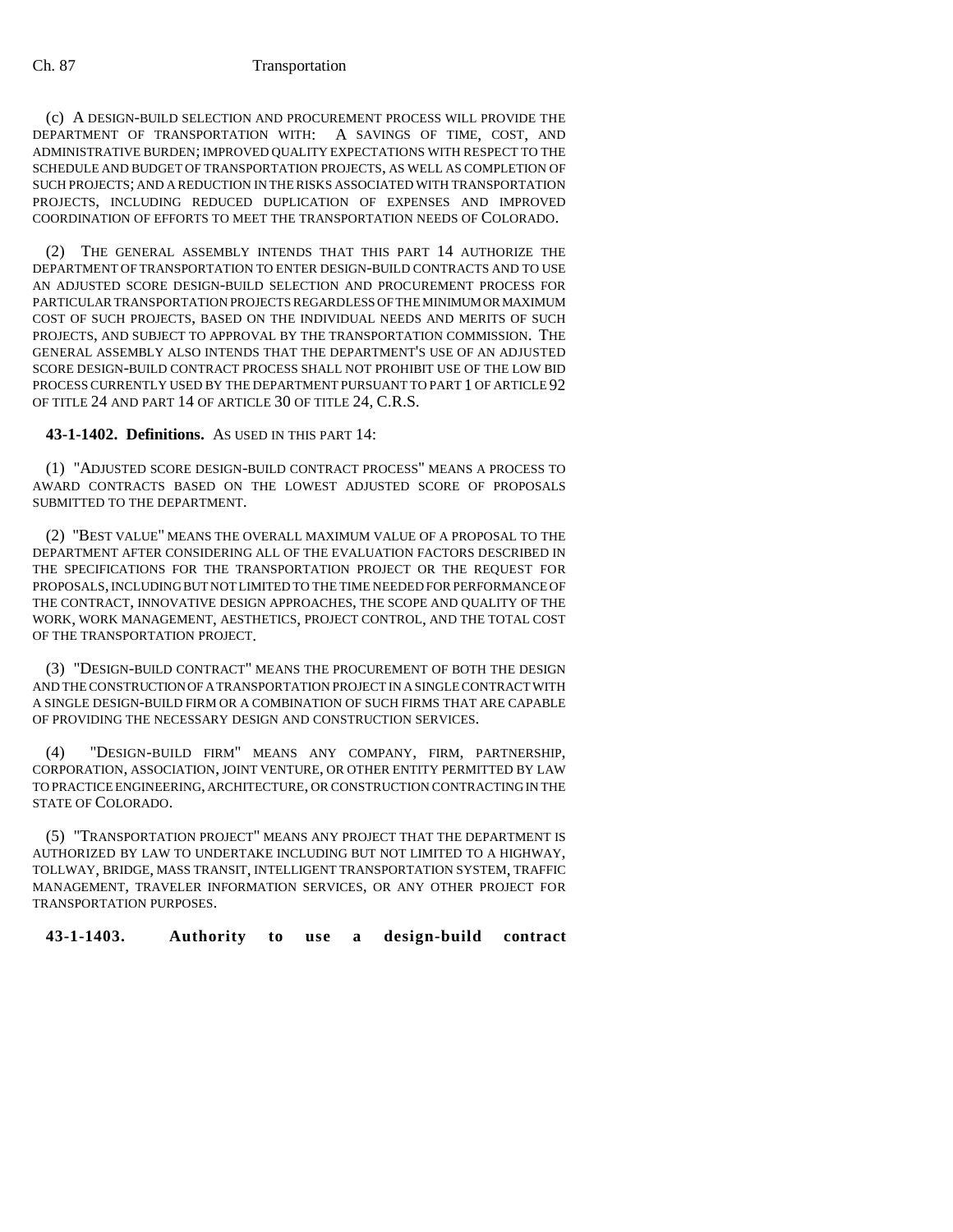(c) A DESIGN-BUILD SELECTION AND PROCUREMENT PROCESS WILL PROVIDE THE DEPARTMENT OF TRANSPORTATION WITH: A SAVINGS OF TIME, COST, AND ADMINISTRATIVE BURDEN; IMPROVED QUALITY EXPECTATIONS WITH RESPECT TO THE SCHEDULE AND BUDGET OF TRANSPORTATION PROJECTS, AS WELL AS COMPLETION OF SUCH PROJECTS; AND A REDUCTION IN THE RISKS ASSOCIATED WITH TRANSPORTATION PROJECTS, INCLUDING REDUCED DUPLICATION OF EXPENSES AND IMPROVED COORDINATION OF EFFORTS TO MEET THE TRANSPORTATION NEEDS OF COLORADO.

(2) THE GENERAL ASSEMBLY INTENDS THAT THIS PART 14 AUTHORIZE THE DEPARTMENT OF TRANSPORTATION TO ENTER DESIGN-BUILD CONTRACTS AND TO USE AN ADJUSTED SCORE DESIGN-BUILD SELECTION AND PROCUREMENT PROCESS FOR PARTICULAR TRANSPORTATION PROJECTS REGARDLESS OF THE MINIMUM OR MAXIMUM COST OF SUCH PROJECTS, BASED ON THE INDIVIDUAL NEEDS AND MERITS OF SUCH PROJECTS, AND SUBJECT TO APPROVAL BY THE TRANSPORTATION COMMISSION. THE GENERAL ASSEMBLY ALSO INTENDS THAT THE DEPARTMENT'S USE OF AN ADJUSTED SCORE DESIGN-BUILD CONTRACT PROCESS SHALL NOT PROHIBIT USE OF THE LOW BID PROCESS CURRENTLY USED BY THE DEPARTMENT PURSUANT TO PART 1 OF ARTICLE 92 OF TITLE 24 AND PART 14 OF ARTICLE 30 OF TITLE 24, C.R.S.

**43-1-1402. Definitions.** AS USED IN THIS PART 14:

(1) "ADJUSTED SCORE DESIGN-BUILD CONTRACT PROCESS" MEANS A PROCESS TO AWARD CONTRACTS BASED ON THE LOWEST ADJUSTED SCORE OF PROPOSALS SUBMITTED TO THE DEPARTMENT.

(2) "BEST VALUE" MEANS THE OVERALL MAXIMUM VALUE OF A PROPOSAL TO THE DEPARTMENT AFTER CONSIDERING ALL OF THE EVALUATION FACTORS DESCRIBED IN THE SPECIFICATIONS FOR THE TRANSPORTATION PROJECT OR THE REQUEST FOR PROPOSALS, INCLUDING BUT NOT LIMITED TO THE TIME NEEDED FOR PERFORMANCE OF THE CONTRACT, INNOVATIVE DESIGN APPROACHES, THE SCOPE AND QUALITY OF THE WORK, WORK MANAGEMENT, AESTHETICS, PROJECT CONTROL, AND THE TOTAL COST OF THE TRANSPORTATION PROJECT.

(3) "DESIGN-BUILD CONTRACT" MEANS THE PROCUREMENT OF BOTH THE DESIGN AND THE CONSTRUCTION OF A TRANSPORTATION PROJECT IN A SINGLE CONTRACT WITH A SINGLE DESIGN-BUILD FIRM OR A COMBINATION OF SUCH FIRMS THAT ARE CAPABLE OF PROVIDING THE NECESSARY DESIGN AND CONSTRUCTION SERVICES.

(4) "DESIGN-BUILD FIRM" MEANS ANY COMPANY, FIRM, PARTNERSHIP, CORPORATION, ASSOCIATION, JOINT VENTURE, OR OTHER ENTITY PERMITTED BY LAW TO PRACTICE ENGINEERING, ARCHITECTURE, OR CONSTRUCTION CONTRACTING IN THE STATE OF COLORADO.

(5) "TRANSPORTATION PROJECT" MEANS ANY PROJECT THAT THE DEPARTMENT IS AUTHORIZED BY LAW TO UNDERTAKE INCLUDING BUT NOT LIMITED TO A HIGHWAY, TOLLWAY, BRIDGE, MASS TRANSIT, INTELLIGENT TRANSPORTATION SYSTEM, TRAFFIC MANAGEMENT, TRAVELER INFORMATION SERVICES, OR ANY OTHER PROJECT FOR TRANSPORTATION PURPOSES.

**43-1-1403. Authority to use a design-build contract**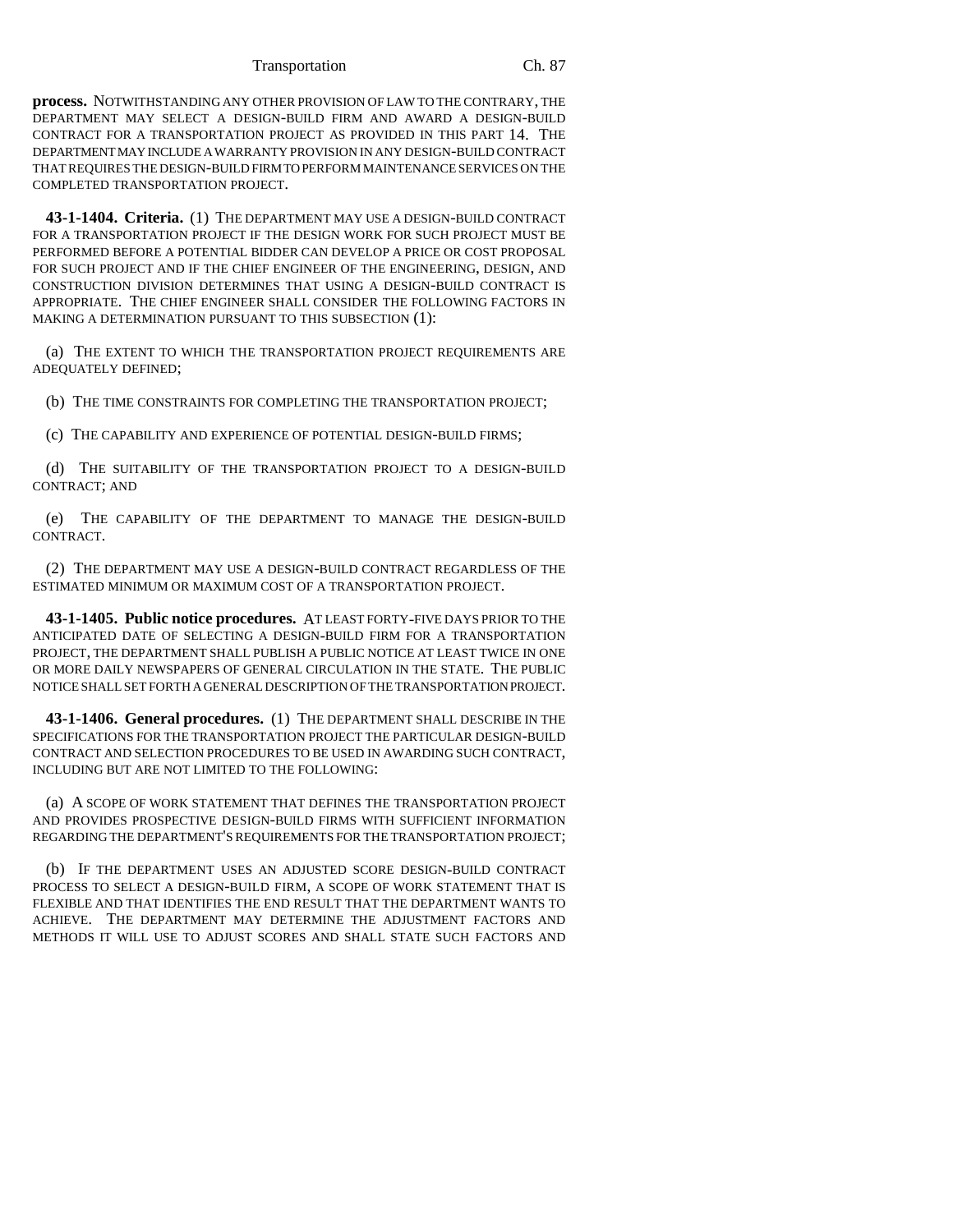**process.** NOTWITHSTANDING ANY OTHER PROVISION OF LAW TO THE CONTRARY, THE DEPARTMENT MAY SELECT A DESIGN-BUILD FIRM AND AWARD A DESIGN-BUILD CONTRACT FOR A TRANSPORTATION PROJECT AS PROVIDED IN THIS PART 14. THE DEPARTMENT MAY INCLUDE A WARRANTY PROVISION IN ANY DESIGN-BUILD CONTRACT THAT REQUIRES THE DESIGN-BUILD FIRM TO PERFORM MAINTENANCE SERVICES ON THE COMPLETED TRANSPORTATION PROJECT.

**43-1-1404. Criteria.** (1) THE DEPARTMENT MAY USE A DESIGN-BUILD CONTRACT FOR A TRANSPORTATION PROJECT IF THE DESIGN WORK FOR SUCH PROJECT MUST BE PERFORMED BEFORE A POTENTIAL BIDDER CAN DEVELOP A PRICE OR COST PROPOSAL FOR SUCH PROJECT AND IF THE CHIEF ENGINEER OF THE ENGINEERING, DESIGN, AND CONSTRUCTION DIVISION DETERMINES THAT USING A DESIGN-BUILD CONTRACT IS APPROPRIATE. THE CHIEF ENGINEER SHALL CONSIDER THE FOLLOWING FACTORS IN MAKING A DETERMINATION PURSUANT TO THIS SUBSECTION (1):

(a) THE EXTENT TO WHICH THE TRANSPORTATION PROJECT REQUIREMENTS ARE ADEQUATELY DEFINED;

(b) THE TIME CONSTRAINTS FOR COMPLETING THE TRANSPORTATION PROJECT;

(c) THE CAPABILITY AND EXPERIENCE OF POTENTIAL DESIGN-BUILD FIRMS;

(d) THE SUITABILITY OF THE TRANSPORTATION PROJECT TO A DESIGN-BUILD CONTRACT; AND

(e) THE CAPABILITY OF THE DEPARTMENT TO MANAGE THE DESIGN-BUILD CONTRACT.

(2) THE DEPARTMENT MAY USE A DESIGN-BUILD CONTRACT REGARDLESS OF THE ESTIMATED MINIMUM OR MAXIMUM COST OF A TRANSPORTATION PROJECT.

**43-1-1405. Public notice procedures.** AT LEAST FORTY-FIVE DAYS PRIOR TO THE ANTICIPATED DATE OF SELECTING A DESIGN-BUILD FIRM FOR A TRANSPORTATION PROJECT, THE DEPARTMENT SHALL PUBLISH A PUBLIC NOTICE AT LEAST TWICE IN ONE OR MORE DAILY NEWSPAPERS OF GENERAL CIRCULATION IN THE STATE. THE PUBLIC NOTICE SHALL SET FORTH A GENERAL DESCRIPTION OF THE TRANSPORTATION PROJECT.

**43-1-1406. General procedures.** (1) THE DEPARTMENT SHALL DESCRIBE IN THE SPECIFICATIONS FOR THE TRANSPORTATION PROJECT THE PARTICULAR DESIGN-BUILD CONTRACT AND SELECTION PROCEDURES TO BE USED IN AWARDING SUCH CONTRACT, INCLUDING BUT ARE NOT LIMITED TO THE FOLLOWING:

(a) A SCOPE OF WORK STATEMENT THAT DEFINES THE TRANSPORTATION PROJECT AND PROVIDES PROSPECTIVE DESIGN-BUILD FIRMS WITH SUFFICIENT INFORMATION REGARDING THE DEPARTMENT'S REQUIREMENTS FOR THE TRANSPORTATION PROJECT;

(b) IF THE DEPARTMENT USES AN ADJUSTED SCORE DESIGN-BUILD CONTRACT PROCESS TO SELECT A DESIGN-BUILD FIRM, A SCOPE OF WORK STATEMENT THAT IS FLEXIBLE AND THAT IDENTIFIES THE END RESULT THAT THE DEPARTMENT WANTS TO ACHIEVE. THE DEPARTMENT MAY DETERMINE THE ADJUSTMENT FACTORS AND METHODS IT WILL USE TO ADJUST SCORES AND SHALL STATE SUCH FACTORS AND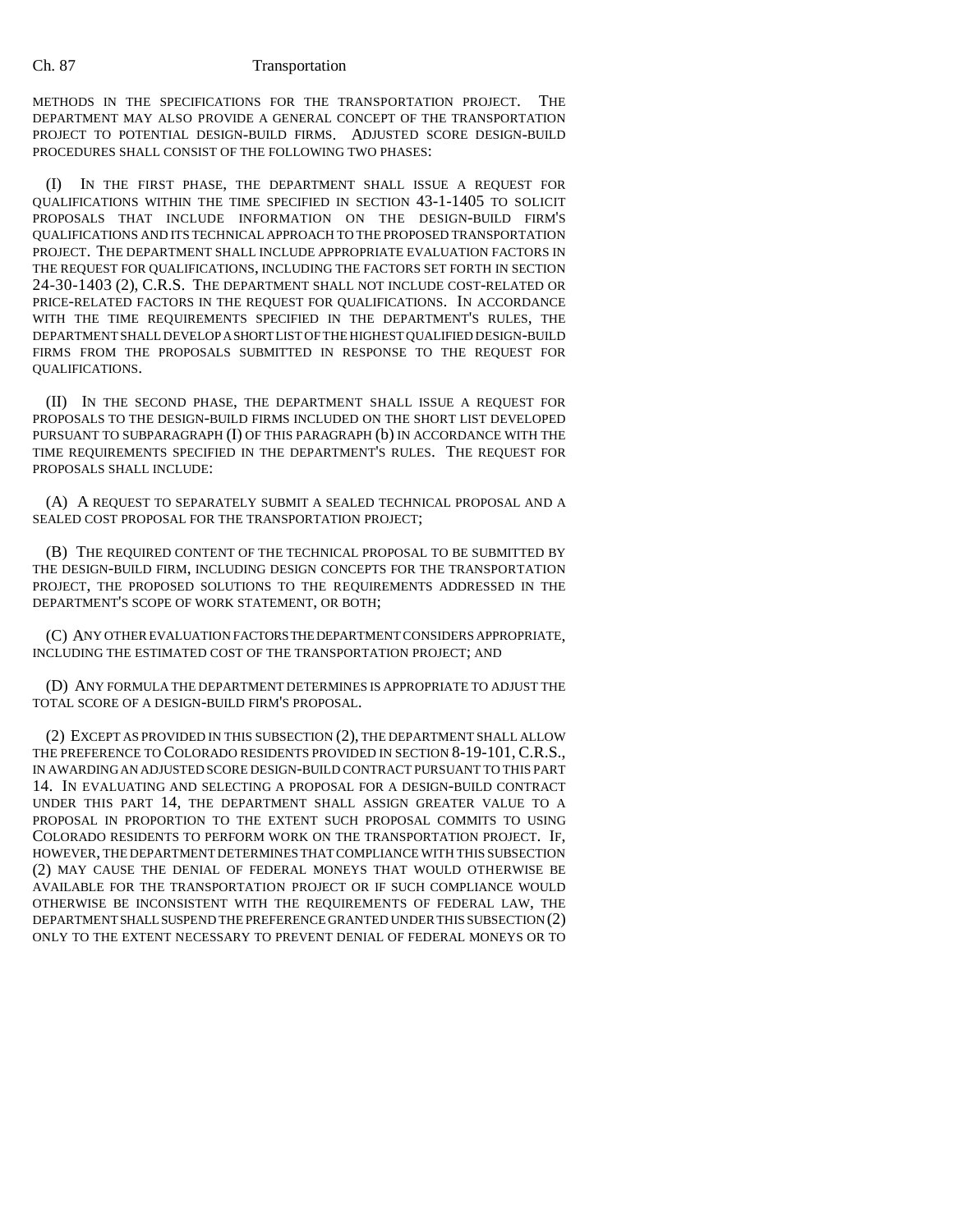METHODS IN THE SPECIFICATIONS FOR THE TRANSPORTATION PROJECT. THE DEPARTMENT MAY ALSO PROVIDE A GENERAL CONCEPT OF THE TRANSPORTATION PROJECT TO POTENTIAL DESIGN-BUILD FIRMS. ADJUSTED SCORE DESIGN-BUILD PROCEDURES SHALL CONSIST OF THE FOLLOWING TWO PHASES:

(I) IN THE FIRST PHASE, THE DEPARTMENT SHALL ISSUE A REQUEST FOR QUALIFICATIONS WITHIN THE TIME SPECIFIED IN SECTION 43-1-1405 TO SOLICIT PROPOSALS THAT INCLUDE INFORMATION ON THE DESIGN-BUILD FIRM'S QUALIFICATIONS AND ITS TECHNICAL APPROACH TO THE PROPOSED TRANSPORTATION PROJECT. THE DEPARTMENT SHALL INCLUDE APPROPRIATE EVALUATION FACTORS IN THE REQUEST FOR QUALIFICATIONS, INCLUDING THE FACTORS SET FORTH IN SECTION 24-30-1403 (2), C.R.S. THE DEPARTMENT SHALL NOT INCLUDE COST-RELATED OR PRICE-RELATED FACTORS IN THE REQUEST FOR QUALIFICATIONS. IN ACCORDANCE WITH THE TIME REQUIREMENTS SPECIFIED IN THE DEPARTMENT'S RULES, THE DEPARTMENT SHALL DEVELOP A SHORT LIST OF THE HIGHEST QUALIFIED DESIGN-BUILD FIRMS FROM THE PROPOSALS SUBMITTED IN RESPONSE TO THE REQUEST FOR QUALIFICATIONS.

(II) IN THE SECOND PHASE, THE DEPARTMENT SHALL ISSUE A REQUEST FOR PROPOSALS TO THE DESIGN-BUILD FIRMS INCLUDED ON THE SHORT LIST DEVELOPED PURSUANT TO SUBPARAGRAPH (I) OF THIS PARAGRAPH (b) IN ACCORDANCE WITH THE TIME REQUIREMENTS SPECIFIED IN THE DEPARTMENT'S RULES. THE REQUEST FOR PROPOSALS SHALL INCLUDE:

(A) A REQUEST TO SEPARATELY SUBMIT A SEALED TECHNICAL PROPOSAL AND A SEALED COST PROPOSAL FOR THE TRANSPORTATION PROJECT;

(B) THE REQUIRED CONTENT OF THE TECHNICAL PROPOSAL TO BE SUBMITTED BY THE DESIGN-BUILD FIRM, INCLUDING DESIGN CONCEPTS FOR THE TRANSPORTATION PROJECT, THE PROPOSED SOLUTIONS TO THE REQUIREMENTS ADDRESSED IN THE DEPARTMENT'S SCOPE OF WORK STATEMENT, OR BOTH;

(C) ANY OTHER EVALUATION FACTORS THE DEPARTMENT CONSIDERS APPROPRIATE, INCLUDING THE ESTIMATED COST OF THE TRANSPORTATION PROJECT; AND

(D) ANY FORMULA THE DEPARTMENT DETERMINES IS APPROPRIATE TO ADJUST THE TOTAL SCORE OF A DESIGN-BUILD FIRM'S PROPOSAL.

(2) EXCEPT AS PROVIDED IN THIS SUBSECTION (2), THE DEPARTMENT SHALL ALLOW THE PREFERENCE TO COLORADO RESIDENTS PROVIDED IN SECTION 8-19-101, C.R.S., IN AWARDING AN ADJUSTED SCORE DESIGN-BUILD CONTRACT PURSUANT TO THIS PART 14. IN EVALUATING AND SELECTING A PROPOSAL FOR A DESIGN-BUILD CONTRACT UNDER THIS PART 14, THE DEPARTMENT SHALL ASSIGN GREATER VALUE TO A PROPOSAL IN PROPORTION TO THE EXTENT SUCH PROPOSAL COMMITS TO USING COLORADO RESIDENTS TO PERFORM WORK ON THE TRANSPORTATION PROJECT. IF, HOWEVER, THE DEPARTMENT DETERMINES THAT COMPLIANCE WITH THIS SUBSECTION (2) MAY CAUSE THE DENIAL OF FEDERAL MONEYS THAT WOULD OTHERWISE BE AVAILABLE FOR THE TRANSPORTATION PROJECT OR IF SUCH COMPLIANCE WOULD OTHERWISE BE INCONSISTENT WITH THE REQUIREMENTS OF FEDERAL LAW, THE DEPARTMENT SHALL SUSPEND THE PREFERENCE GRANTED UNDER THIS SUBSECTION (2) ONLY TO THE EXTENT NECESSARY TO PREVENT DENIAL OF FEDERAL MONEYS OR TO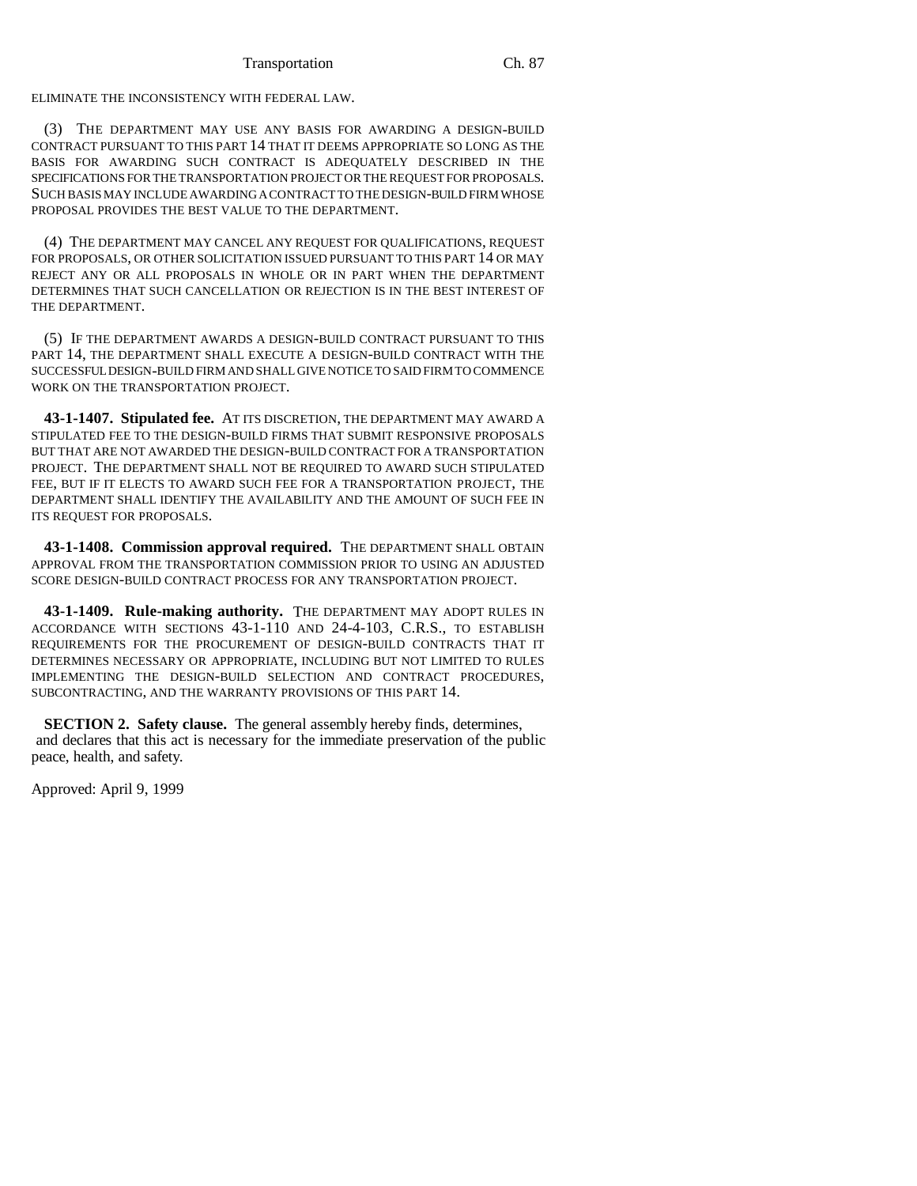ELIMINATE THE INCONSISTENCY WITH FEDERAL LAW.

(3) THE DEPARTMENT MAY USE ANY BASIS FOR AWARDING A DESIGN-BUILD CONTRACT PURSUANT TO THIS PART 14 THAT IT DEEMS APPROPRIATE SO LONG AS THE BASIS FOR AWARDING SUCH CONTRACT IS ADEQUATELY DESCRIBED IN THE SPECIFICATIONS FOR THE TRANSPORTATION PROJECT OR THE REQUEST FOR PROPOSALS. SUCH BASIS MAY INCLUDE AWARDING A CONTRACT TO THE DESIGN-BUILD FIRM WHOSE PROPOSAL PROVIDES THE BEST VALUE TO THE DEPARTMENT.

(4) THE DEPARTMENT MAY CANCEL ANY REQUEST FOR QUALIFICATIONS, REQUEST FOR PROPOSALS, OR OTHER SOLICITATION ISSUED PURSUANT TO THIS PART 14 OR MAY REJECT ANY OR ALL PROPOSALS IN WHOLE OR IN PART WHEN THE DEPARTMENT DETERMINES THAT SUCH CANCELLATION OR REJECTION IS IN THE BEST INTEREST OF THE DEPARTMENT.

(5) IF THE DEPARTMENT AWARDS A DESIGN-BUILD CONTRACT PURSUANT TO THIS PART 14, THE DEPARTMENT SHALL EXECUTE A DESIGN-BUILD CONTRACT WITH THE SUCCESSFUL DESIGN-BUILD FIRM AND SHALL GIVE NOTICE TO SAID FIRM TO COMMENCE WORK ON THE TRANSPORTATION PROJECT.

**43-1-1407. Stipulated fee.** AT ITS DISCRETION, THE DEPARTMENT MAY AWARD A STIPULATED FEE TO THE DESIGN-BUILD FIRMS THAT SUBMIT RESPONSIVE PROPOSALS BUT THAT ARE NOT AWARDED THE DESIGN-BUILD CONTRACT FOR A TRANSPORTATION PROJECT. THE DEPARTMENT SHALL NOT BE REQUIRED TO AWARD SUCH STIPULATED FEE, BUT IF IT ELECTS TO AWARD SUCH FEE FOR A TRANSPORTATION PROJECT, THE DEPARTMENT SHALL IDENTIFY THE AVAILABILITY AND THE AMOUNT OF SUCH FEE IN ITS REQUEST FOR PROPOSALS.

**43-1-1408. Commission approval required.** THE DEPARTMENT SHALL OBTAIN APPROVAL FROM THE TRANSPORTATION COMMISSION PRIOR TO USING AN ADJUSTED SCORE DESIGN-BUILD CONTRACT PROCESS FOR ANY TRANSPORTATION PROJECT.

**43-1-1409. Rule-making authority.** THE DEPARTMENT MAY ADOPT RULES IN ACCORDANCE WITH SECTIONS 43-1-110 AND 24-4-103, C.R.S., TO ESTABLISH REQUIREMENTS FOR THE PROCUREMENT OF DESIGN-BUILD CONTRACTS THAT IT DETERMINES NECESSARY OR APPROPRIATE, INCLUDING BUT NOT LIMITED TO RULES IMPLEMENTING THE DESIGN-BUILD SELECTION AND CONTRACT PROCEDURES, SUBCONTRACTING, AND THE WARRANTY PROVISIONS OF THIS PART 14.

**SECTION 2. Safety clause.** The general assembly hereby finds, determines, and declares that this act is necessary for the immediate preservation of the public peace, health, and safety.

Approved: April 9, 1999